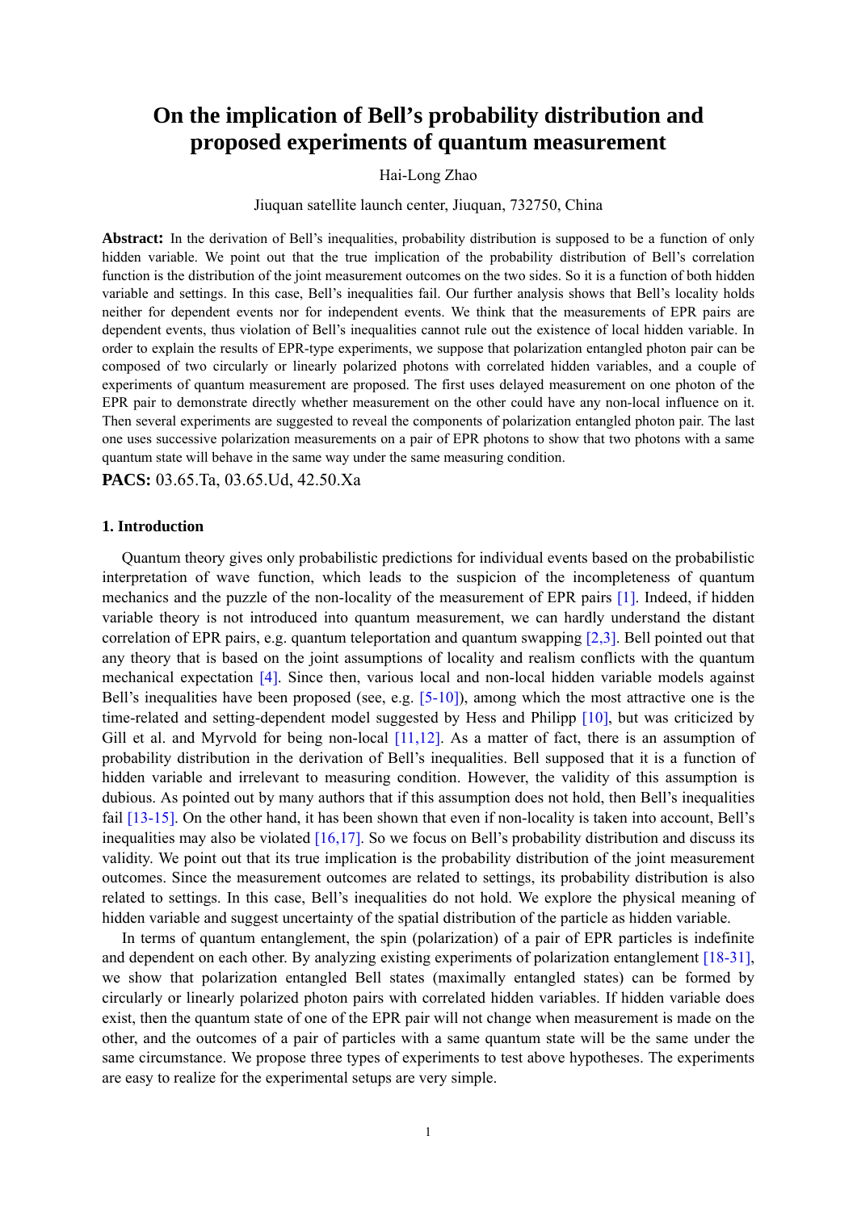# On the implication of Bell's probability distribution and proposed experiments of quantum measurement

Hai-Long Zhao

Jiuquan satellite launch center, Jiuquan, 732750, China

**Abstract:** In the derivation of Bell's inequalities, probability distribution is supposed to be a function of only hidden variable. We point out that the true implication of the probability distribution of Bell's correlation function is the distribution of the joint measurement outcomes on the two sides. So it is a function of both hidden variable and settings. In this case, Bell's inequalities fail. Our further analysis shows that Bell's locality holds neither for dependent events nor for independent events. We think that the measurements of EPR pairs are dependent events, thus violation of Bell's inequalities cannot rule out the existence of local hidden variable. In order to explain the results of EPR-type experiments, we suppose that polarization entangled photon pair can be composed of two circularly or linearly polarized photons with correlated hidden variables, and a couple of experiments of quantum measurement are proposed. The first uses delayed measurement on one photon of the EPR pair to demonstrate directly whether measurement on the other could have any non-local influence on it. Then several experiments are suggested to reveal the components of polarization entangled photon pair. The last one uses successive polarization measurements on a pair of EPR photons to show that two photons with a same quantum state will behave in the same way under the same measuring condition.

**PACS:** 03.65.Ta, 03.65.Ud, 42.50.Xa

### 1. Introduction

Quantum theory gives only probabilistic predictions for individual events based on the probabilistic interpretation of wave function, which leads to the suspicion of the incompleteness of quantum mechanics and the puzzle of the non-locality of the measurement of EPR pairs [1]. Indeed, if hidden variable theory is not introduced into quantum measurement, we can hardly understand the distant correlation of EPR pairs, e.g. quantum teleportation and quantum swapping [2,3]. Bell pointed out that any theory that is based on the joint assumptions of locality and realism conflicts with the quantum mechanical expectation [4]. Since then, various local and non-local hidden variable models against Bell's inequalities have been proposed (see, e.g. [5-10]), among which the most attractive one is the time-related and setting-dependent model suggested by Hess and Philipp [10], but was criticized by Gill et al. and Myrvold for being non-local [11,12]. As a matter of fact, there is an assumption of probability distribution in the derivation of Bell's inequalities. Bell supposed that it is a function of hidden variable and irrelevant to measuring condition. However, the validity of this assumption is dubious. As pointed out by many authors that if this assumption does not hold, then Bell's inequalities fail [13-15]. On the other hand, it has been shown that even if non-locality is taken into account, Bell's inequalities may also be violated [16,17]. So we focus on Bell's probability distribution and discuss its validity. We point out that its true implication is the probability distribution of the joint measurement outcomes. Since the measurement outcomes are related to settings, its probability distribution is also related to settings. In this case, Bell's inequalities do not hold. We explore the physical meaning of hidden variable and suggest uncertainty of the spatial distribution of the particle as hidden variable.

In terms of quantum entanglement, the spin (polarization) of a pair of EPR particles is indefinite and dependent on each other. By analyzing existing experiments of polarization entanglement [18-31], we show that polarization entangled Bell states (maximally entangled states) can be formed by circularly or linearly polarized photon pairs with correlated hidden variables. If hidden variable does exist, then the quantum state of one of the EPR pair will not change when measurement is made on the other, and the outcomes of a pair of particles with a same quantum state will be the same under the same circumstance. We propose three types of experiments to test above hypotheses. The experiments are easy to realize for the experimental setups are very simple.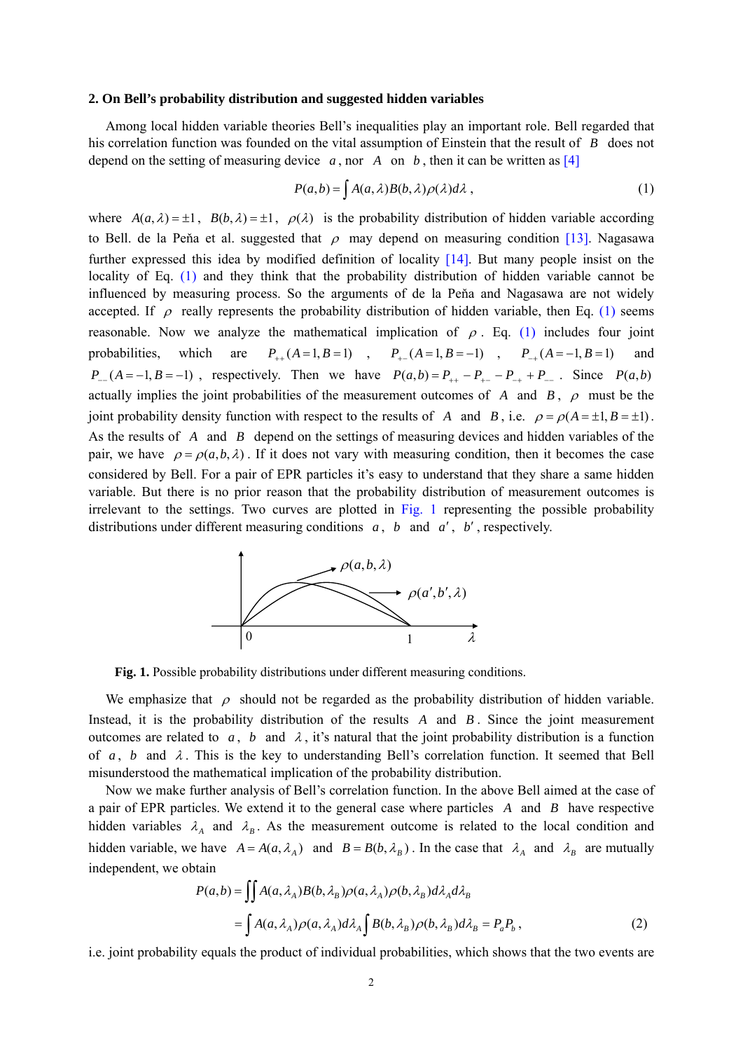## 2. On Bell's probability distribution and suggested hidden variables

Among local hidden variable theories Bell's inequalities play an important role. Bell regarded that his correlation function was founded on the vital assumption of Einstein that the result of $B$ does not depend on the setting of measuring device $a$, nor $A$ on $b$, then it can be written as [4]

$$P(a,b) = \int A(a,\lambda)B(b,\lambda)\rho(\lambda)d\lambda \,, \tag{1}$$

where $A(a,\lambda) = \pm 1$, $B(b,\lambda) = \pm 1$, $\rho(\lambda)$ is the probability distribution of hidden variable according to Bell. de la Peña et al. suggested that $\rho$ may depend on measuring condition [13]. Nagasawa further expressed this idea by modified definition of locality [14]. But many people insist on the locality of Eq. (1) and they think that the probability distribution of hidden variable cannot be influenced by measuring process. So the arguments of de la Peña and Nagasawa are not widely accepted. If $\rho$ really represents the probability distribution of hidden variable, then Eq. (1) seems reasonable. Now we analyze the mathematical implication of $\rho$. Eq. (1) includes four joint probabilities, which are $P_{++}(A=1, B=1)$, $P_{+-}(A=1, B=-1)$, $P_{-+}(A=-1, B=1)$ and $P_{--}(A=-1, B=-1)$, respectively. Then we have $P(a,b) = P_{++} - P_{+-} - P_{-+} + P_{--}$. Since $P(a,b)$ actually implies the joint probabilities of the measurement outcomes of $A$ and $B$, $\rho$ must be the joint probability density function with respect to the results of $A$ and $B$, i.e. $\rho = \rho(A = \pm 1, B = \pm 1)$. As the results of $A$ and $B$ depend on the settings of measuring devices and hidden variables of the pair, we have $\rho = \rho(a,b,\lambda)$. If it does not vary with measuring condition, then it becomes the case considered by Bell. For a pair of EPR particles it's easy to understand that they share a same hidden variable. But there is no prior reason that the probability distribution of measurement outcomes is irrelevant to the settings. Two curves are plotted in Fig. 1 representing the possible probability distributions under different measuring conditions $a$, $b$ and $a'$, $b'$, respectively.

**Fig. 1.** Possible probability distributions under different measuring conditions.

We emphasize that $\rho$ should not be regarded as the probability distribution of hidden variable. Instead, it is the probability distribution of the results $A$ and $B$. Since the joint measurement outcomes are related to $a$, $b$ and $\lambda$, it's natural that the joint probability distribution is a function of $a$, $b$ and $\lambda$. This is the key to understanding Bell's correlation function. It seemed that Bell misunderstood the mathematical implication of the probability distribution.

Now we make further analysis of Bell's correlation function. In the above Bell aimed at the case of a pair of EPR particles. We extend it to the general case where particles $A$ and $B$ have respective hidden variables $\lambda_A$ and $\lambda_B$. As the measurement outcome is related to the local condition and hidden variable, we have $A = A(a, \lambda_A)$ and $B = B(b, \lambda_B)$. In the case that $\lambda_A$ and $\lambda_B$ are mutually independent, we obtain

$$\begin{aligned} P(a,b) &= \iint A(a,\lambda_A)B(b,\lambda_B)\rho(a,\lambda_A)\rho(b,\lambda_B)d\lambda_A d\lambda_B \\ &= \int A(a,\lambda_A)\rho(a,\lambda_A)d\lambda_A \int B(b,\lambda_B)\rho(b,\lambda_B)d\lambda_B = P_a P_b \,, \end{aligned} \tag{2}$$

i.e. joint probability equals the product of individual probabilities, which shows that the two events are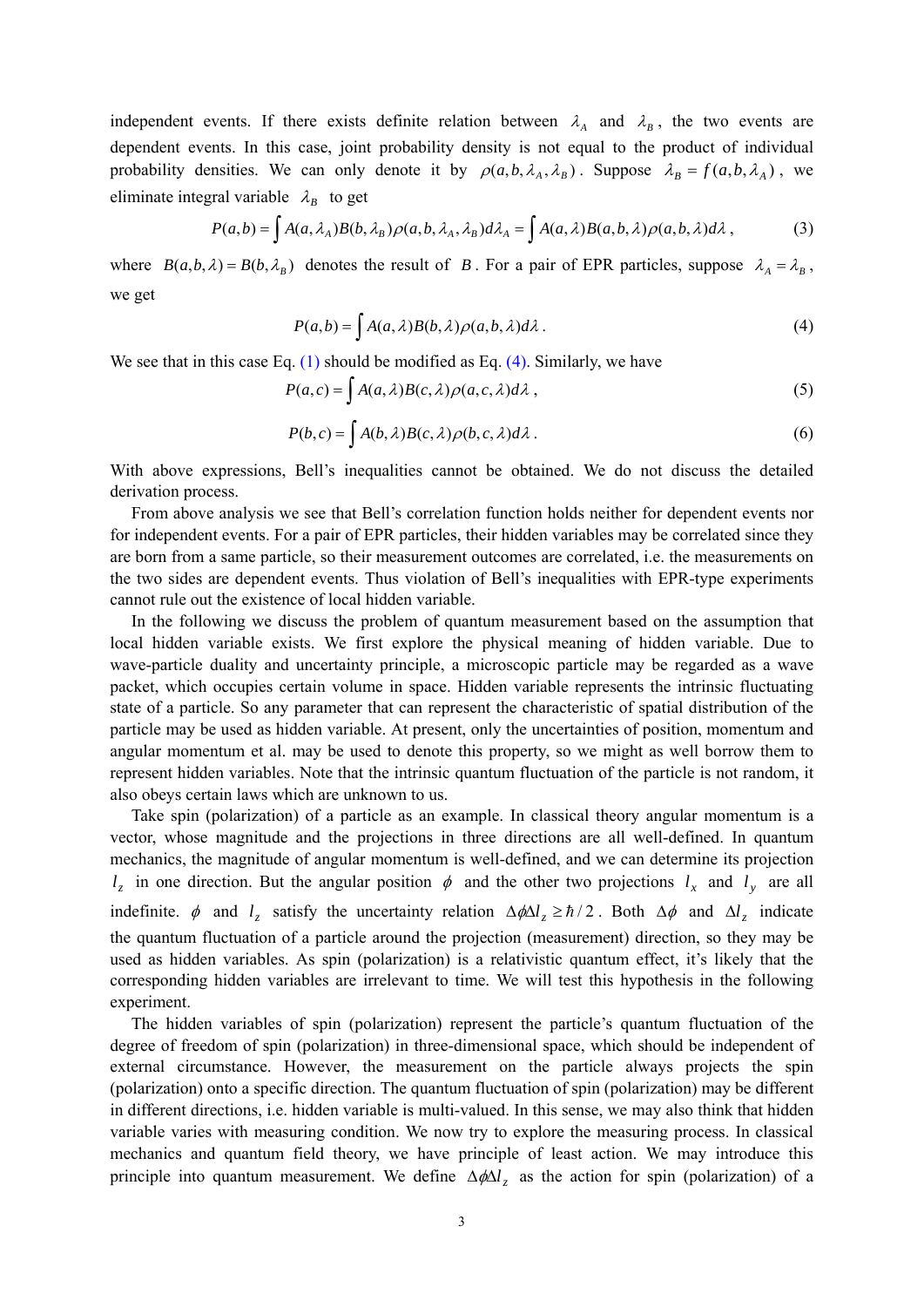independent events. If there exists definite relation between $\lambda_A$ and $\lambda_B$, the two events are dependent events. In this case, joint probability density is not equal to the product of individual probability densities. We can only denote it by $\rho(a,b,\lambda_A,\lambda_B)$. Suppose $\lambda_B = f(a,b,\lambda_A)$, we eliminate integral variable $\lambda_B$ to get

$$P(a,b) = \int A(a,\lambda_A)B(b,\lambda_B)\rho(a,b,\lambda_A,\lambda_B)d\lambda_A = \int A(a,\lambda)B(a,b,\lambda)\rho(a,b,\lambda)d\lambda\,, \tag{3}$$

where $B(a,b,\lambda) = B(b,\lambda_B)$ denotes the result of $B$. For a pair of EPR particles, suppose $\lambda_A = \lambda_B$, we get

$$P(a,b) = \int A(a,\lambda)B(b,\lambda)\rho(a,b,\lambda)d\lambda\,. \tag{4}$$

We see that in this case Eq. (1) should be modified as Eq. (4). Similarly, we have

$$P(a,c) = \int A(a,\lambda)B(c,\lambda)\rho(a,c,\lambda)d\lambda\,, \tag{5}$$

$$P(b,c) = \int A(b,\lambda)B(c,\lambda)\rho(b,c,\lambda)d\lambda\,. \tag{6}$$

With above expressions, Bell's inequalities cannot be obtained. We do not discuss the detailed derivation process.

From above analysis we see that Bell's correlation function holds neither for dependent events nor for independent events. For a pair of EPR particles, their hidden variables may be correlated since they are born from a same particle, so their measurement outcomes are correlated, i.e. the measurements on the two sides are dependent events. Thus violation of Bell's inequalities with EPR-type experiments cannot rule out the existence of local hidden variable.

In the following we discuss the problem of quantum measurement based on the assumption that local hidden variable exists. We first explore the physical meaning of hidden variable. Due to wave-particle duality and uncertainty principle, a microscopic particle may be regarded as a wave packet, which occupies certain volume in space. Hidden variable represents the intrinsic fluctuating state of a particle. So any parameter that can represent the characteristic of spatial distribution of the particle may be used as hidden variable. At present, only the uncertainties of position, momentum and angular momentum et al. may be used to denote this property, so we might as well borrow them to represent hidden variables. Note that the intrinsic quantum fluctuation of the particle is not random, it also obeys certain laws which are unknown to us.

Take spin (polarization) of a particle as an example. In classical theory angular momentum is a vector, whose magnitude and the projections in three directions are all well-defined. In quantum mechanics, the magnitude of angular momentum is well-defined, and we can determine its projection $l_z$ in one direction. But the angular position $\phi$ and the other two projections $l_x$ and $l_y$ are all indefinite. $\phi$ and $l_z$ satisfy the uncertainty relation $\Delta\phi\Delta l_z \ge \hbar/2$. Both $\Delta\phi$ and $\Delta l_z$ indicate the quantum fluctuation of a particle around the projection (measurement) direction, so they may be used as hidden variables. As spin (polarization) is a relativistic quantum effect, it's likely that the corresponding hidden variables are irrelevant to time. We will test this hypothesis in the following experiment.

The hidden variables of spin (polarization) represent the particle's quantum fluctuation of the degree of freedom of spin (polarization) in three-dimensional space, which should be independent of external circumstance. However, the measurement on the particle always projects the spin (polarization) onto a specific direction. The quantum fluctuation of spin (polarization) may be different in different directions, i.e. hidden variable is multi-valued. In this sense, we may also think that hidden variable varies with measuring condition. We now try to explore the measuring process. In classical mechanics and quantum field theory, we have principle of least action. We may introduce this principle into quantum measurement. We define $\Delta\phi\Delta l_z$ as the action for spin (polarization) of a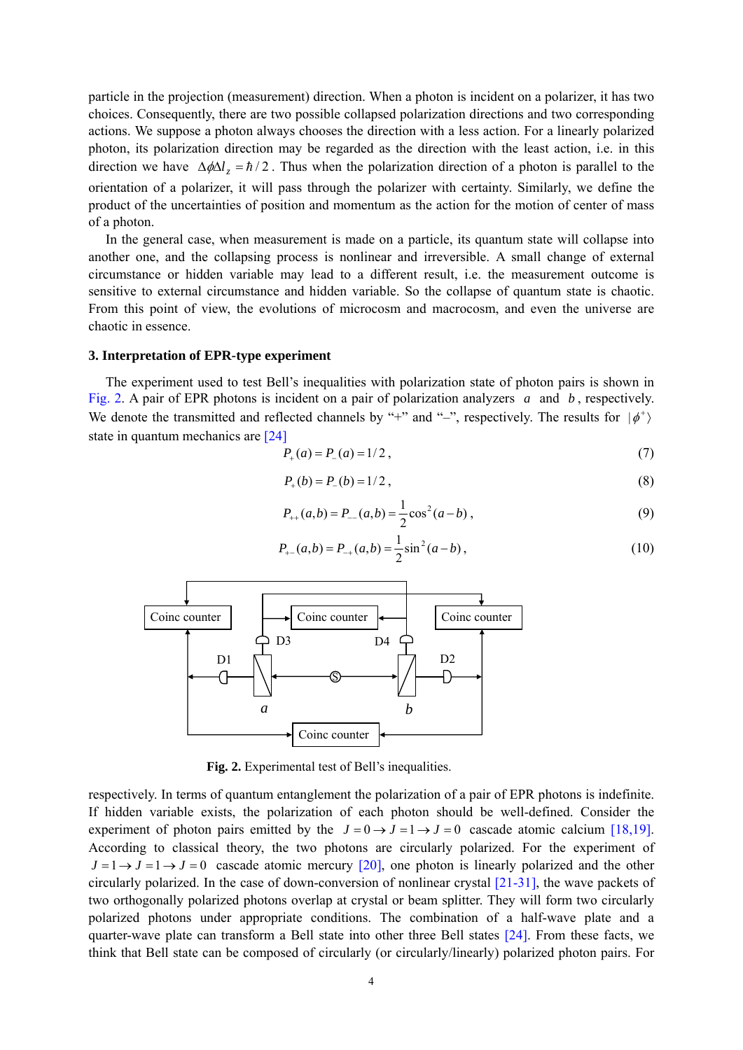particle in the projection (measurement) direction. When a photon is incident on a polarizer, it has two choices. Consequently, there are two possible collapsed polarization directions and two corresponding actions. We suppose a photon always chooses the direction with a less action. For a linearly polarized photon, its polarization direction may be regarded as the direction with the least action, i.e. in this direction we have $\Delta\phi\Delta l_z = \hbar/2$. Thus when the polarization direction of a photon is parallel to the orientation of a polarizer, it will pass through the polarizer with certainty. Similarly, we define the product of the uncertainties of position and momentum as the action for the motion of center of mass of a photon.

In the general case, when measurement is made on a particle, its quantum state will collapse into another one, and the collapsing process is nonlinear and irreversible. A small change of external circumstance or hidden variable may lead to a different result, i.e. the measurement outcome is sensitive to external circumstance and hidden variable. So the collapse of quantum state is chaotic. From this point of view, the evolutions of microcosm and macrocosm, and even the universe are chaotic in essence.

### 3. Interpretation of EPR-type experiment

The experiment used to test Bell's inequalities with polarization state of photon pairs is shown in Fig. 2. A pair of EPR photons is incident on a pair of polarization analyzers $a$ and $b$, respectively. We denote the transmitted and reflected channels by "+" and "–", respectively. The results for $|\phi^+\rangle$ state in quantum mechanics are [24]

$$P_+(a) = P_-(a) = 1/2\,, \tag{7}$$

$$P_+(b) = P_-(b) = 1/2\,, \tag{8}$$

$$P_{++}(a,b) = P_{--}(a,b) = \frac{1}{2}\cos^2(a-b)\,, \tag{9}$$

$$P_{+-}(a,b) = P_{-+}(a,b) = \frac{1}{2}\sin^2(a-b)\,, \tag{10}$$

**Fig. 2.** Experimental test of Bell's inequalities.

respectively. In terms of quantum entanglement the polarization of a pair of EPR photons is indefinite. If hidden variable exists, the polarization of each photon should be well-defined. Consider the experiment of photon pairs emitted by the $J=0 \rightarrow J=1 \rightarrow J=0$ cascade atomic calcium [18,19]. According to classical theory, the two photons are circularly polarized. For the experiment of $J=1 \rightarrow J=1 \rightarrow J=0$ cascade atomic mercury [20], one photon is linearly polarized and the other circularly polarized. In the case of down-conversion of nonlinear crystal [21-31], the wave packets of two orthogonally polarized photons overlap at crystal or beam splitter. They will form two circularly polarized photons under appropriate conditions. The combination of a half-wave plate and a quarter-wave plate can transform a Bell state into other three Bell states [24]. From these facts, we think that Bell state can be composed of circularly (or circularly/linearly) polarized photon pairs. For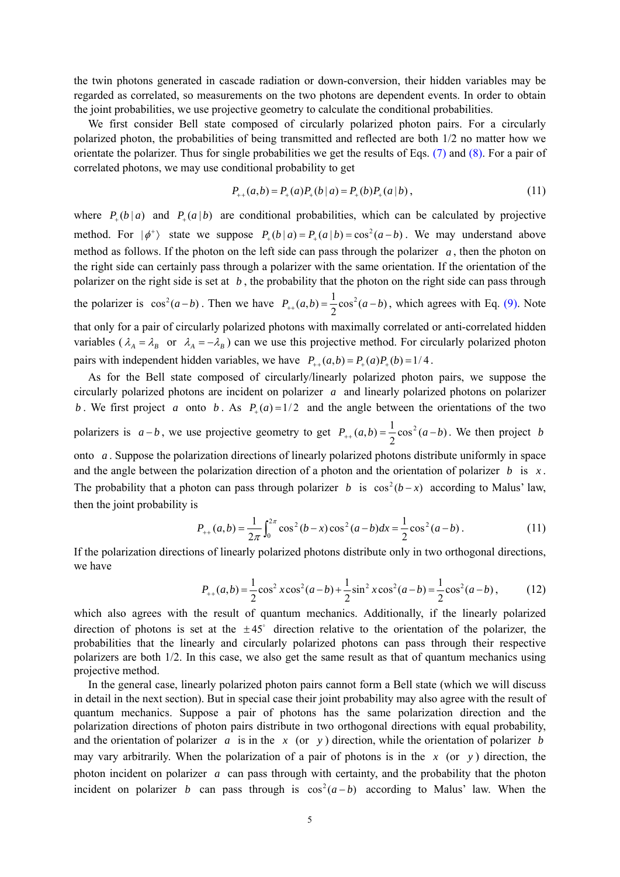the twin photons generated in cascade radiation or down-conversion, their hidden variables may be regarded as correlated, so measurements on the two photons are dependent events. In order to obtain the joint probabilities, we use projective geometry to calculate the conditional probabilities.

We first consider Bell state composed of circularly polarized photon pairs. For a circularly polarized photon, the probabilities of being transmitted and reflected are both 1/2 no matter how we orientate the polarizer. Thus for single probabilities we get the results of Eqs. (7) and (8). For a pair of correlated photons, we may use conditional probability to get

$$P_{++}(a,b) = P_{+}(a)P_{+}(b\,|\,a) = P_{+}(b)P_{+}(a\,|\,b)\,, \tag{11}$$

where $P_{+}(b\,|\,a)$ and $P_{+}(a\,|\,b)$ are conditional probabilities, which can be calculated by projective method. For $|\phi^{+}\rangle$ state we suppose $P_{+}(b\,|\,a) = P_{+}(a\,|\,b) = \cos^2(a-b)$. We may understand above method as follows. If the photon on the left side can pass through the polarizer $a$, then the photon on the right side can certainly pass through a polarizer with the same orientation. If the orientation of the polarizer on the right side is set at $b$, the probability that the photon on the right side can pass through the polarizer is $\cos^2(a-b)$. Then we have $P_{++}(a,b) = \frac{1}{2}\cos^2(a-b)$, which agrees with Eq. (9). Note that only for a pair of circularly polarized photons with maximally correlated or anti-correlated hidden variables ($\lambda_A = \lambda_B$ or $\lambda_A = -\lambda_B$) can we use this projective method. For circularly polarized photon pairs with independent hidden variables, we have $P_{++}(a,b) = P_{+}(a)P_{+}(b) = 1/4$.

As for the Bell state composed of circularly/linearly polarized photon pairs, we suppose the circularly polarized photons are incident on polarizer $a$ and linearly polarized photons on polarizer $b$. We first project $a$ onto $b$. As $P_{+}(a) = 1/2$ and the angle between the orientations of the two polarizers is $a-b$, we use projective geometry to get $P_{++}(a,b) = \frac{1}{2}\cos^2(a-b)$. We then project $b$ onto $a$. Suppose the polarization directions of linearly polarized photons distribute uniformly in space and the angle between the polarization direction of a photon and the orientation of polarizer $b$ is $x$. The probability that a photon can pass through polarizer $b$ is $\cos^2(b-x)$ according to Malus' law, then the joint probability is

$$P_{++}(a,b) = \frac{1}{2\pi}\int_0^{2\pi}\cos^2(b-x)\cos^2(a-b)dx = \frac{1}{2}\cos^2(a-b)\,. \tag{11}$$

If the polarization directions of linearly polarized photons distribute only in two orthogonal directions, we have

$$P_{++}(a,b) = \frac{1}{2}\cos^2 x\cos^2(a-b) + \frac{1}{2}\sin^2 x\cos^2(a-b) = \frac{1}{2}\cos^2(a-b)\,, \tag{12}$$

which also agrees with the result of quantum mechanics. Additionally, if the linearly polarized direction of photons is set at the $\pm 45^{\circ}$ direction relative to the orientation of the polarizer, the probabilities that the linearly and circularly polarized photons can pass through their respective polarizers are both 1/2. In this case, we also get the same result as that of quantum mechanics using projective method.

In the general case, linearly polarized photon pairs cannot form a Bell state (which we will discuss in detail in the next section). But in special case their joint probability may also agree with the result of quantum mechanics. Suppose a pair of photons has the same polarization direction and the polarization directions of photon pairs distribute in two orthogonal directions with equal probability, and the orientation of polarizer $a$ is in the $x$ (or $y$) direction, while the orientation of polarizer $b$ may vary arbitrarily. When the polarization of a pair of photons is in the $x$ (or $y$) direction, the photon incident on polarizer $a$ can pass through with certainty, and the probability that the photon incident on polarizer $b$ can pass through is $\cos^2(a-b)$ according to Malus' law. When the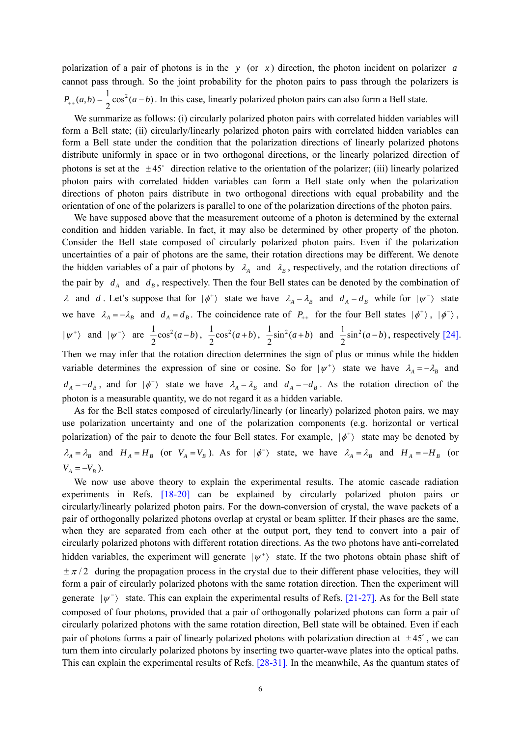polarization of a pair of photons is in the $y$ (or $x$) direction, the photon incident on polarizer $a$ cannot pass through. So the joint probability for the photon pairs to pass through the polarizers is $P_{++}(a,b) = \frac{1}{2}\cos^2(a-b)$. In this case, linearly polarized photon pairs can also form a Bell state.

We summarize as follows: (i) circularly polarized photon pairs with correlated hidden variables will form a Bell state; (ii) circularly/linearly polarized photon pairs with correlated hidden variables can form a Bell state under the condition that the polarization directions of linearly polarized photons distribute uniformly in space or in two orthogonal directions, or the linearly polarized direction of photons is set at the $\pm 45^\circ$ direction relative to the orientation of the polarizer; (iii) linearly polarized photon pairs with correlated hidden variables can form a Bell state only when the polarization directions of photon pairs distribute in two orthogonal directions with equal probability and the orientation of one of the polarizers is parallel to one of the polarization directions of the photon pairs.

We have supposed above that the measurement outcome of a photon is determined by the external condition and hidden variable. In fact, it may also be determined by other property of the photon. Consider the Bell state composed of circularly polarized photon pairs. Even if the polarization uncertainties of a pair of photons are the same, their rotation directions may be different. We denote the hidden variables of a pair of photons by $\lambda_A$ and $\lambda_B$, respectively, and the rotation directions of the pair by $d_A$ and $d_B$, respectively. Then the four Bell states can be denoted by the combination of $\lambda$ and $d$. Let's suppose that for $|\phi^+\rangle$ state we have $\lambda_A = \lambda_B$ and $d_A = d_B$ while for $|\psi^-\rangle$ state we have $\lambda_A = -\lambda_B$ and $d_A = d_B$. The coincidence rate of $P_{++}$ for the four Bell states $|\phi^+\rangle$, $|\phi^-\rangle$, $|\psi^+\rangle$ and $|\psi^-\rangle$ are $\frac{1}{2}\cos^2(a-b)$, $\frac{1}{2}\cos^2(a+b)$, $\frac{1}{2}\sin^2(a+b)$ and $\frac{1}{2}\sin^2(a-b)$, respectively [24]. Then we may infer that the rotation direction determines the sign of plus or minus while the hidden variable determines the expression of sine or cosine. So for $|\psi^+\rangle$ state we have $\lambda_A = -\lambda_B$ and $d_A = -d_B$, and for $|\phi^-\rangle$ state we have $\lambda_A = \lambda_B$ and $d_A = -d_B$. As the rotation direction of the photon is a measurable quantity, we do not regard it as a hidden variable.

As for the Bell states composed of circularly/linearly (or linearly) polarized photon pairs, we may use polarization uncertainty and one of the polarization components (e.g. horizontal or vertical polarization) of the pair to denote the four Bell states. For example, $|\phi^+\rangle$ state may be denoted by $\lambda_A = \lambda_B$ and $H_A = H_B$ (or $V_A = V_B$). As for $|\phi^-\rangle$ state, we have $\lambda_A = \lambda_B$ and $H_A = -H_B$ (or $V_A = -V_B$).

We now use above theory to explain the experimental results. The atomic cascade radiation experiments in Refs. [18-20] can be explained by circularly polarized photon pairs or circularly/linearly polarized photon pairs. For the down-conversion of crystal, the wave packets of a pair of orthogonally polarized photons overlap at crystal or beam splitter. If their phases are the same, when they are separated from each other at the output port, they tend to convert into a pair of circularly polarized photons with different rotation directions. As the two photons have anti-correlated hidden variables, the experiment will generate $|\psi^+\rangle$ state. If the two photons obtain phase shift of $\pm\pi/2$ during the propagation process in the crystal due to their different phase velocities, they will form a pair of circularly polarized photons with the same rotation direction. Then the experiment will generate $|\psi^-\rangle$ state. This can explain the experimental results of Refs. [21-27]. As for the Bell state composed of four photons, provided that a pair of orthogonally polarized photons can form a pair of circularly polarized photons with the same rotation direction, Bell state will be obtained. Even if each pair of photons forms a pair of linearly polarized photons with polarization direction at $\pm 45^\circ$, we can turn them into circularly polarized photons by inserting two quarter-wave plates into the optical paths. This can explain the experimental results of Refs. [28-31]. In the meanwhile, As the quantum states of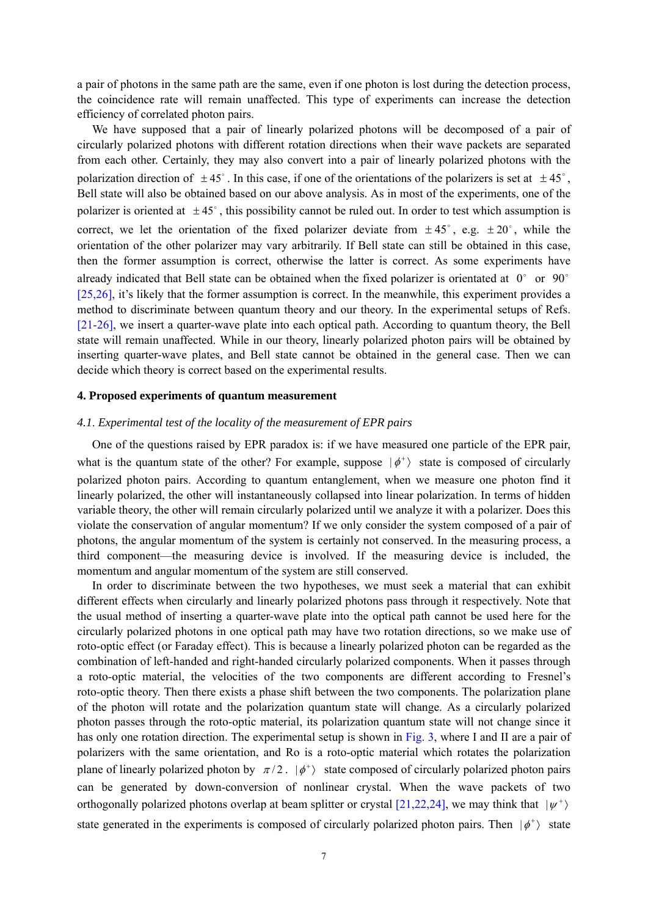a pair of photons in the same path are the same, even if one photon is lost during the detection process, the coincidence rate will remain unaffected. This type of experiments can increase the detection efficiency of correlated photon pairs.

We have supposed that a pair of linearly polarized photons will be decomposed of a pair of circularly polarized photons with different rotation directions when their wave packets are separated from each other. Certainly, they may also convert into a pair of linearly polarized photons with the polarization direction of $\pm 45^\circ$. In this case, if one of the orientations of the polarizers is set at $\pm 45^\circ$, Bell state will also be obtained based on our above analysis. As in most of the experiments, one of the polarizer is oriented at $\pm 45^\circ$, this possibility cannot be ruled out. In order to test which assumption is correct, we let the orientation of the fixed polarizer deviate from $\pm 45^\circ$, e.g. $\pm 20^\circ$, while the orientation of the other polarizer may vary arbitrarily. If Bell state can still be obtained in this case, then the former assumption is correct, otherwise the latter is correct. As some experiments have already indicated that Bell state can be obtained when the fixed polarizer is orientated at $0^\circ$ or $90^\circ$ [25,26], it's likely that the former assumption is correct. In the meanwhile, this experiment provides a method to discriminate between quantum theory and our theory. In the experimental setups of Refs. [21-26], we insert a quarter-wave plate into each optical path. According to quantum theory, the Bell state will remain unaffected. While in our theory, linearly polarized photon pairs will be obtained by inserting quarter-wave plates, and Bell state cannot be obtained in the general case. Then we can decide which theory is correct based on the experimental results.

## 4. Proposed experiments of quantum measurement

### *4.1. Experimental test of the locality of the measurement of EPR pairs*

One of the questions raised by EPR paradox is: if we have measured one particle of the EPR pair, what is the quantum state of the other? For example, suppose $|\phi^+\rangle$ state is composed of circularly polarized photon pairs. According to quantum entanglement, when we measure one photon find it linearly polarized, the other will instantaneously collapsed into linear polarization. In terms of hidden variable theory, the other will remain circularly polarized until we analyze it with a polarizer. Does this violate the conservation of angular momentum? If we only consider the system composed of a pair of photons, the angular momentum of the system is certainly not conserved. In the measuring process, a third component—the measuring device is involved. If the measuring device is included, the momentum and angular momentum of the system are still conserved.

In order to discriminate between the two hypotheses, we must seek a material that can exhibit different effects when circularly and linearly polarized photons pass through it respectively. Note that the usual method of inserting a quarter-wave plate into the optical path cannot be used here for the circularly polarized photons in one optical path may have two rotation directions, so we make use of roto-optic effect (or Faraday effect). This is because a linearly polarized photon can be regarded as the combination of left-handed and right-handed circularly polarized components. When it passes through a roto-optic material, the velocities of the two components are different according to Fresnel's roto-optic theory. Then there exists a phase shift between the two components. The polarization plane of the photon will rotate and the polarization quantum state will change. As a circularly polarized photon passes through the roto-optic material, its polarization quantum state will not change since it has only one rotation direction. The experimental setup is shown in Fig. 3, where I and II are a pair of polarizers with the same orientation, and Ro is a roto-optic material which rotates the polarization plane of linearly polarized photon by $\pi/2$. $|\phi^+\rangle$ state composed of circularly polarized photon pairs can be generated by down-conversion of nonlinear crystal. When the wave packets of two orthogonally polarized photons overlap at beam splitter or crystal [21,22,24], we may think that $|\psi^+\rangle$ state generated in the experiments is composed of circularly polarized photon pairs. Then $|\phi^+\rangle$ state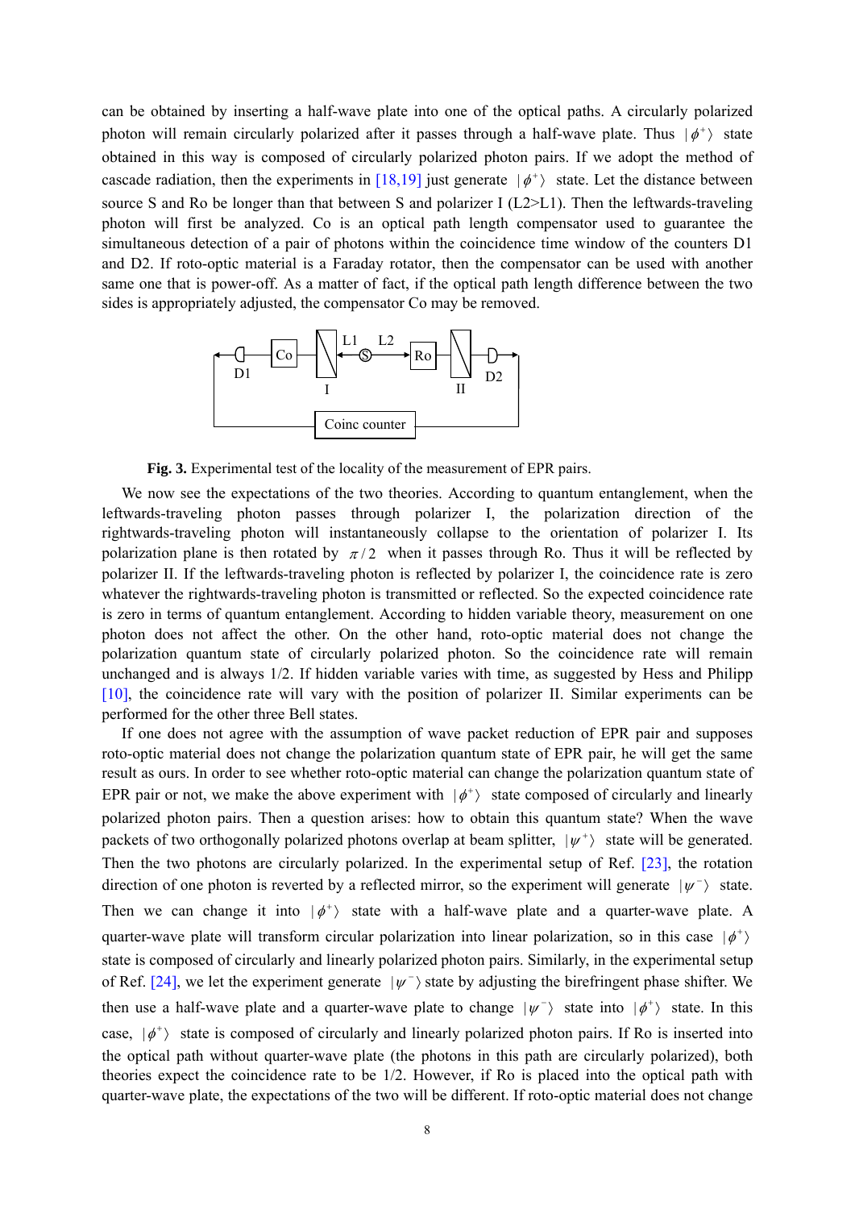can be obtained by inserting a half-wave plate into one of the optical paths. A circularly polarized photon will remain circularly polarized after it passes through a half-wave plate. Thus $|\phi^+\rangle$ state obtained in this way is composed of circularly polarized photon pairs. If we adopt the method of cascade radiation, then the experiments in [18,19] just generate $|\phi^+\rangle$ state. Let the distance between source S and Ro be longer than that between S and polarizer I (L2>L1). Then the leftwards-traveling photon will first be analyzed. Co is an optical path length compensator used to guarantee the simultaneous detection of a pair of photons within the coincidence time window of the counters D1 and D2. If roto-optic material is a Faraday rotator, then the compensator can be used with another same one that is power-off. As a matter of fact, if the optical path length difference between the two sides is appropriately adjusted, the compensator Co may be removed.

**Fig. 3.** Experimental test of the locality of the measurement of EPR pairs.

We now see the expectations of the two theories. According to quantum entanglement, when the leftwards-traveling photon passes through polarizer I, the polarization direction of the rightwards-traveling photon will instantaneously collapse to the orientation of polarizer I. Its polarization plane is then rotated by $\pi/2$ when it passes through Ro. Thus it will be reflected by polarizer II. If the leftwards-traveling photon is reflected by polarizer I, the coincidence rate is zero whatever the rightwards-traveling photon is transmitted or reflected. So the expected coincidence rate is zero in terms of quantum entanglement. According to hidden variable theory, measurement on one photon does not affect the other. On the other hand, roto-optic material does not change the polarization quantum state of circularly polarized photon. So the coincidence rate will remain unchanged and is always 1/2. If hidden variable varies with time, as suggested by Hess and Philipp [10], the coincidence rate will vary with the position of polarizer II. Similar experiments can be performed for the other three Bell states.

If one does not agree with the assumption of wave packet reduction of EPR pair and supposes roto-optic material does not change the polarization quantum state of EPR pair, he will get the same result as ours. In order to see whether roto-optic material can change the polarization quantum state of EPR pair or not, we make the above experiment with $|\phi^+\rangle$ state composed of circularly and linearly polarized photon pairs. Then a question arises: how to obtain this quantum state? When the wave packets of two orthogonally polarized photons overlap at beam splitter, $|\psi^+\rangle$ state will be generated. Then the two photons are circularly polarized. In the experimental setup of Ref. [23], the rotation direction of one photon is reverted by a reflected mirror, so the experiment will generate $|\psi^-\rangle$ state. Then we can change it into $|\phi^+\rangle$ state with a half-wave plate and a quarter-wave plate. A quarter-wave plate will transform circular polarization into linear polarization, so in this case $|\phi^+\rangle$ state is composed of circularly and linearly polarized photon pairs. Similarly, in the experimental setup of Ref. [24], we let the experiment generate $|\psi^-\rangle$ state by adjusting the birefringent phase shifter. We then use a half-wave plate and a quarter-wave plate to change $|\psi^-\rangle$ state into $|\phi^+\rangle$ state. In this case, $|\phi^+\rangle$ state is composed of circularly and linearly polarized photon pairs. If Ro is inserted into the optical path without quarter-wave plate (the photons in this path are circularly polarized), both theories expect the coincidence rate to be 1/2. However, if Ro is placed into the optical path with quarter-wave plate, the expectations of the two will be different. If roto-optic material does not change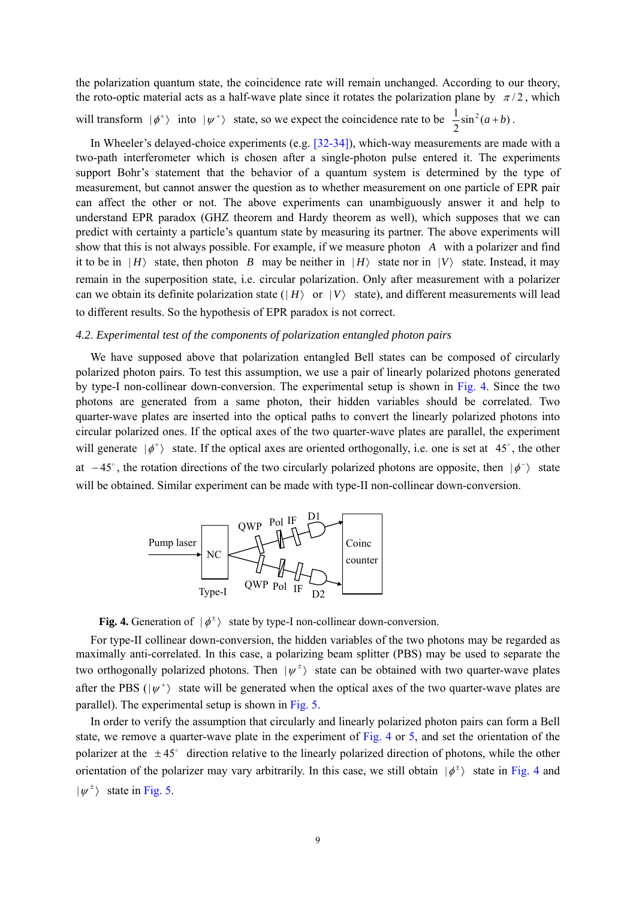the polarization quantum state, the coincidence rate will remain unchanged. According to our theory, the roto-optic material acts as a half-wave plate since it rotates the polarization plane by $\pi/2$, which will transform $|\phi^+\rangle$ into $|\psi^+\rangle$ state, so we expect the coincidence rate to be $\frac{1}{2}\sin^2(a+b)$.

In Wheeler's delayed-choice experiments (e.g. [32-34]), which-way measurements are made with a two-path interferometer which is chosen after a single-photon pulse entered it. The experiments support Bohr's statement that the behavior of a quantum system is determined by the type of measurement, but cannot answer the question as to whether measurement on one particle of EPR pair can affect the other or not. The above experiments can unambiguously answer it and help to understand EPR paradox (GHZ theorem and Hardy theorem as well), which supposes that we can predict with certainty a particle's quantum state by measuring its partner. The above experiments will show that this is not always possible. For example, if we measure photon $A$ with a polarizer and find it to be in $|H\rangle$ state, then photon $B$ may be neither in $|H\rangle$ state nor in $|V\rangle$ state. Instead, it may remain in the superposition state, i.e. circular polarization. Only after measurement with a polarizer can we obtain its definite polarization state ($|H\rangle$ or $|V\rangle$ state), and different measurements will lead to different results. So the hypothesis of EPR paradox is not correct.

*4.2. Experimental test of the components of polarization entangled photon pairs*

We have supposed above that polarization entangled Bell states can be composed of circularly polarized photon pairs. To test this assumption, we use a pair of linearly polarized photons generated by type-I non-collinear down-conversion. The experimental setup is shown in Fig. 4. Since the two photons are generated from a same photon, their hidden variables should be correlated. Two quarter-wave plates are inserted into the optical paths to convert the linearly polarized photons into circular polarized ones. If the optical axes of the two quarter-wave plates are parallel, the experiment will generate $|\phi^+\rangle$ state. If the optical axes are oriented orthogonally, i.e. one is set at $45^\circ$, the other at $-45^\circ$, the rotation directions of the two circularly polarized photons are opposite, then $|\phi^-\rangle$ state will be obtained. Similar experiment can be made with type-II non-collinear down-conversion.

**Fig. 4.** Generation of $|\phi^\pm\rangle$ state by type-I non-collinear down-conversion.

For type-II collinear down-conversion, the hidden variables of the two photons may be regarded as maximally anti-correlated. In this case, a polarizing beam splitter (PBS) may be used to separate the two orthogonally polarized photons. Then $|\psi^\pm\rangle$ state can be obtained with two quarter-wave plates after the PBS ($|\psi^+\rangle$ state will be generated when the optical axes of the two quarter-wave plates are parallel). The experimental setup is shown in Fig. 5.

In order to verify the assumption that circularly and linearly polarized photon pairs can form a Bell state, we remove a quarter-wave plate in the experiment of Fig. 4 or 5, and set the orientation of the polarizer at the $\pm 45^\circ$ direction relative to the linearly polarized direction of photons, while the other orientation of the polarizer may vary arbitrarily. In this case, we still obtain $|\phi^\pm\rangle$ state in Fig. 4 and $|\psi^\pm\rangle$ state in Fig. 5.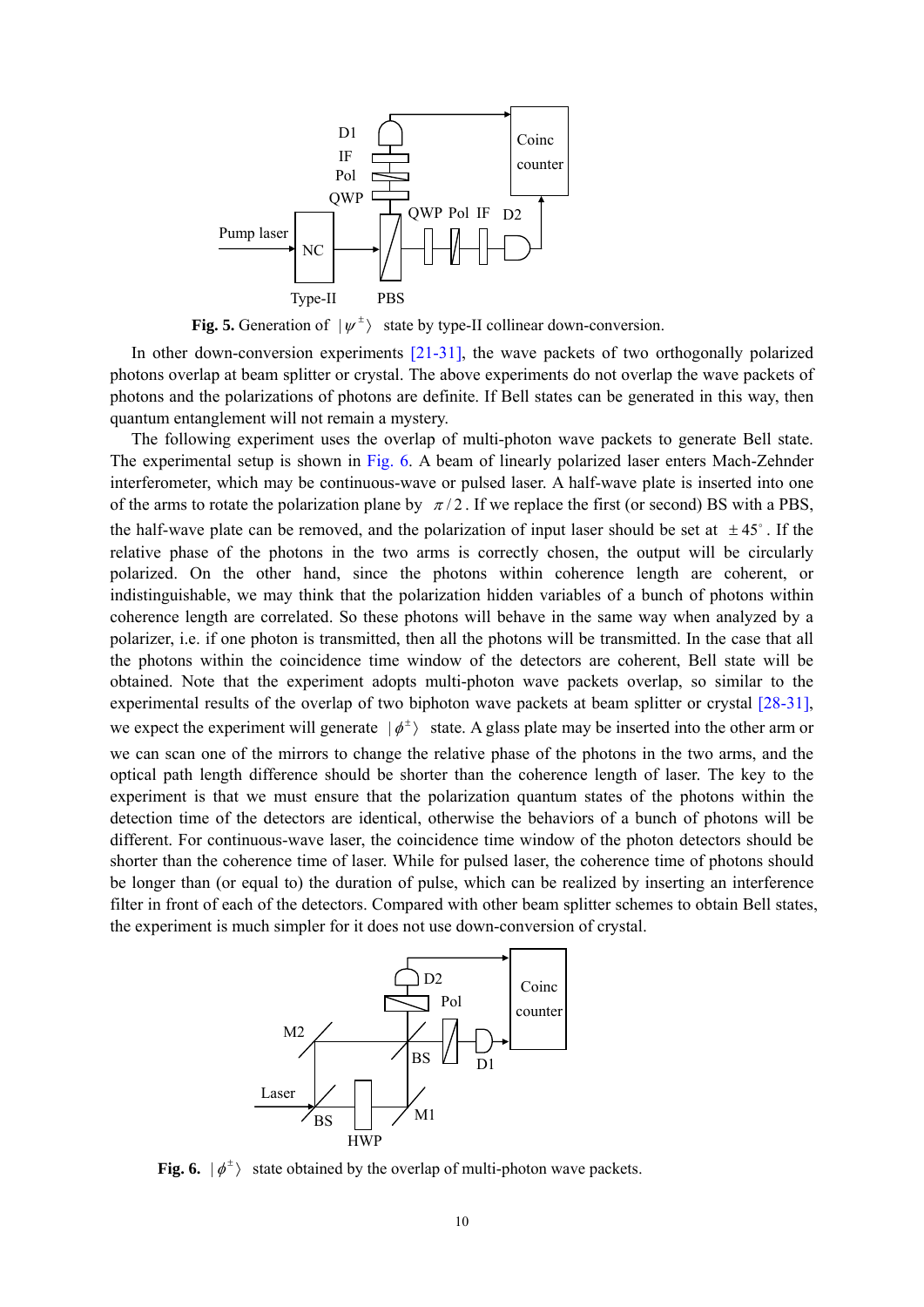**Fig. 5.** Generation of $|\psi^{\pm}\rangle$ state by type-II collinear down-conversion.

In other down-conversion experiments [21-31], the wave packets of two orthogonally polarized photons overlap at beam splitter or crystal. The above experiments do not overlap the wave packets of photons and the polarizations of photons are definite. If Bell states can be generated in this way, then quantum entanglement will not remain a mystery.

The following experiment uses the overlap of multi-photon wave packets to generate Bell state. The experimental setup is shown in Fig. 6. A beam of linearly polarized laser enters Mach-Zehnder interferometer, which may be continuous-wave or pulsed laser. A half-wave plate is inserted into one of the arms to rotate the polarization plane by $\pi/2$. If we replace the first (or second) BS with a PBS, the half-wave plate can be removed, and the polarization of input laser should be set at $\pm 45^{\circ}$. If the relative phase of the photons in the two arms is correctly chosen, the output will be circularly polarized. On the other hand, since the photons within coherence length are coherent, or indistinguishable, we may think that the polarization hidden variables of a bunch of photons within coherence length are correlated. So these photons will behave in the same way when analyzed by a polarizer, i.e. if one photon is transmitted, then all the photons will be transmitted. In the case that all the photons within the coincidence time window of the detectors are coherent, Bell state will be obtained. Note that the experiment adopts multi-photon wave packets overlap, so similar to the experimental results of the overlap of two biphoton wave packets at beam splitter or crystal [28-31], we expect the experiment will generate $|\phi^{+}\rangle$ state. A glass plate may be inserted into the other arm or we can scan one of the mirrors to change the relative phase of the photons in the two arms, and the optical path length difference should be shorter than the coherence length of laser. The key to the experiment is that we must ensure that the polarization quantum states of the photons within the detection time of the detectors are identical, otherwise the behaviors of a bunch of photons will be different. For continuous-wave laser, the coincidence time window of the photon detectors should be shorter than the coherence time of laser. While for pulsed laser, the coherence time of photons should be longer than (or equal to) the duration of pulse, which can be realized by inserting an interference filter in front of each of the detectors. Compared with other beam splitter schemes to obtain Bell states, the experiment is much simpler for it does not use down-conversion of crystal.

**Fig. 6.** $|\phi^{\pm}\rangle$ state obtained by the overlap of multi-photon wave packets.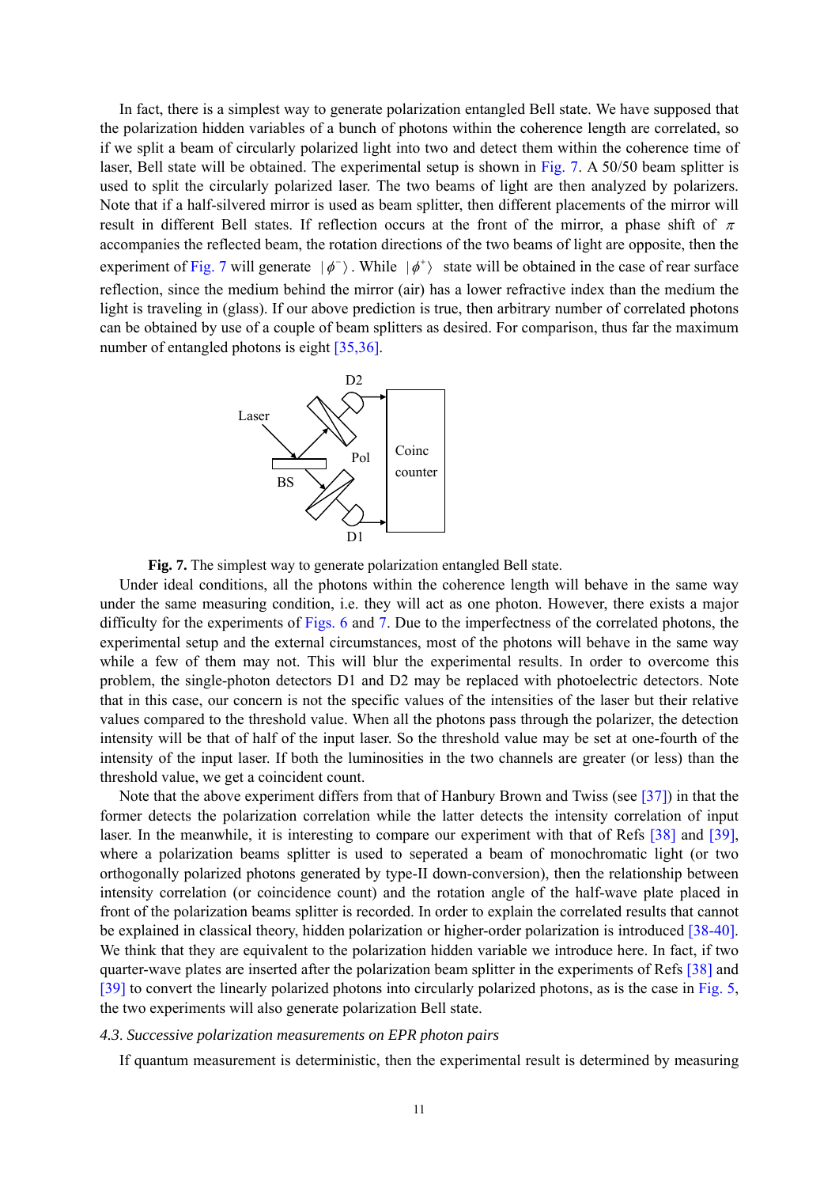In fact, there is a simplest way to generate polarization entangled Bell state. We have supposed that the polarization hidden variables of a bunch of photons within the coherence length are correlated, so if we split a beam of circularly polarized light into two and detect them within the coherence time of laser, Bell state will be obtained. The experimental setup is shown in Fig. 7. A 50/50 beam splitter is used to split the circularly polarized laser. The two beams of light are then analyzed by polarizers. Note that if a half-silvered mirror is used as beam splitter, then different placements of the mirror will result in different Bell states. If reflection occurs at the front of the mirror, a phase shift of $\pi$ accompanies the reflected beam, the rotation directions of the two beams of light are opposite, then the experiment of Fig. 7 will generate $|\phi^-\rangle$. While $|\phi^+\rangle$ state will be obtained in the case of rear surface reflection, since the medium behind the mirror (air) has a lower refractive index than the medium the light is traveling in (glass). If our above prediction is true, then arbitrary number of correlated photons can be obtained by use of a couple of beam splitters as desired. For comparison, thus far the maximum number of entangled photons is eight [35,36].

**Fig. 7.** The simplest way to generate polarization entangled Bell state.

Under ideal conditions, all the photons within the coherence length will behave in the same way under the same measuring condition, i.e. they will act as one photon. However, there exists a major difficulty for the experiments of Figs. 6 and 7. Due to the imperfectness of the correlated photons, the experimental setup and the external circumstances, most of the photons will behave in the same way while a few of them may not. This will blur the experimental results. In order to overcome this problem, the single-photon detectors D1 and D2 may be replaced with photoelectric detectors. Note that in this case, our concern is not the specific values of the intensities of the laser but their relative values compared to the threshold value. When all the photons pass through the polarizer, the detection intensity will be that of half of the input laser. So the threshold value may be set at one-fourth of the intensity of the input laser. If both the luminosities in the two channels are greater (or less) than the threshold value, we get a coincident count.

Note that the above experiment differs from that of Hanbury Brown and Twiss (see [37]) in that the former detects the polarization correlation while the latter detects the intensity correlation of input laser. In the meanwhile, it is interesting to compare our experiment with that of Refs [38] and [39], where a polarization beams splitter is used to seperated a beam of monochromatic light (or two orthogonally polarized photons generated by type-II down-conversion), then the relationship between intensity correlation (or coincidence count) and the rotation angle of the half-wave plate placed in front of the polarization beams splitter is recorded. In order to explain the correlated results that cannot be explained in classical theory, hidden polarization or higher-order polarization is introduced [38-40]. We think that they are equivalent to the polarization hidden variable we introduce here. In fact, if two quarter-wave plates are inserted after the polarization beam splitter in the experiments of Refs [38] and [39] to convert the linearly polarized photons into circularly polarized photons, as is the case in Fig. 5, the two experiments will also generate polarization Bell state.

*4.3. Successive polarization measurements on EPR photon pairs*

If quantum measurement is deterministic, then the experimental result is determined by measuring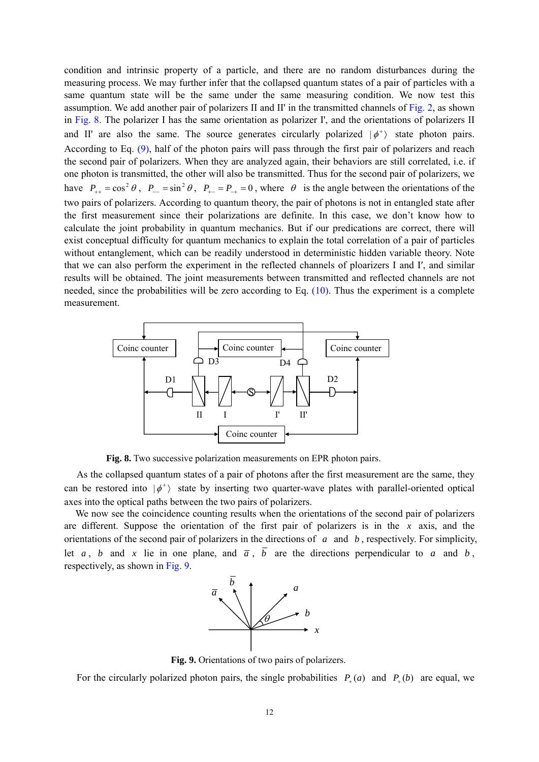condition and intrinsic property of a particle, and there are no random disturbances during the measuring process. We may further infer that the collapsed quantum states of a pair of particles with a same quantum state will be the same under the same measuring condition. We now test this assumption. We add another pair of polarizers II and II' in the transmitted channels of Fig. 2, as shown in Fig. 8. The polarizer I has the same orientation as polarizer I', and the orientations of polarizers II and II' are also the same. The source generates circularly polarized $|\phi^+\rangle$ state photon pairs. According to Eq. (9), half of the photon pairs will pass through the first pair of polarizers and reach the second pair of polarizers. When they are analyzed again, their behaviors are still correlated, i.e. if one photon is transmitted, the other will also be transmitted. Thus for the second pair of polarizers, we have $P_{++} = \cos^2\theta$, $P_{--} = \sin^2\theta$, $P_{+-} = P_{-+} = 0$, where $\theta$ is the angle between the orientations of the two pairs of polarizers. According to quantum theory, the pair of photons is not in entangled state after the first measurement since their polarizations are definite. In this case, we don't know how to calculate the joint probability in quantum mechanics. But if our predications are correct, there will exist conceptual difficulty for quantum mechanics to explain the total correlation of a pair of particles without entanglement, which can be readily understood in deterministic hidden variable theory. Note that we can also perform the experiment in the reflected channels of ploarizers I and I', and similar results will be obtained. The joint measurements between transmitted and reflected channels are not needed, since the probabilities will be zero according to Eq. (10). Thus the experiment is a complete measurement.

**Fig. 8.** Two successive polarization measurements on EPR photon pairs.

As the collapsed quantum states of a pair of photons after the first measurement are the same, they can be restored into $|\phi^+\rangle$ state by inserting two quarter-wave plates with parallel-oriented optical axes into the optical paths between the two pairs of polarizers.

We now see the coincidence counting results when the orientations of the second pair of polarizers are different. Suppose the orientation of the first pair of polarizers is in the $x$ axis, and the orientations of the second pair of polarizers in the directions of $a$ and $b$, respectively. For simplicity, let $a$, $b$ and $x$ lie in one plane, and $\bar{a}$, $\bar{b}$ are the directions perpendicular to $a$ and $b$, respectively, as shown in Fig. 9.

**Fig. 9.** Orientations of two pairs of polarizers.

For the circularly polarized photon pairs, the single probabilities $P_+(a)$ and $P_+(b)$ are equal, we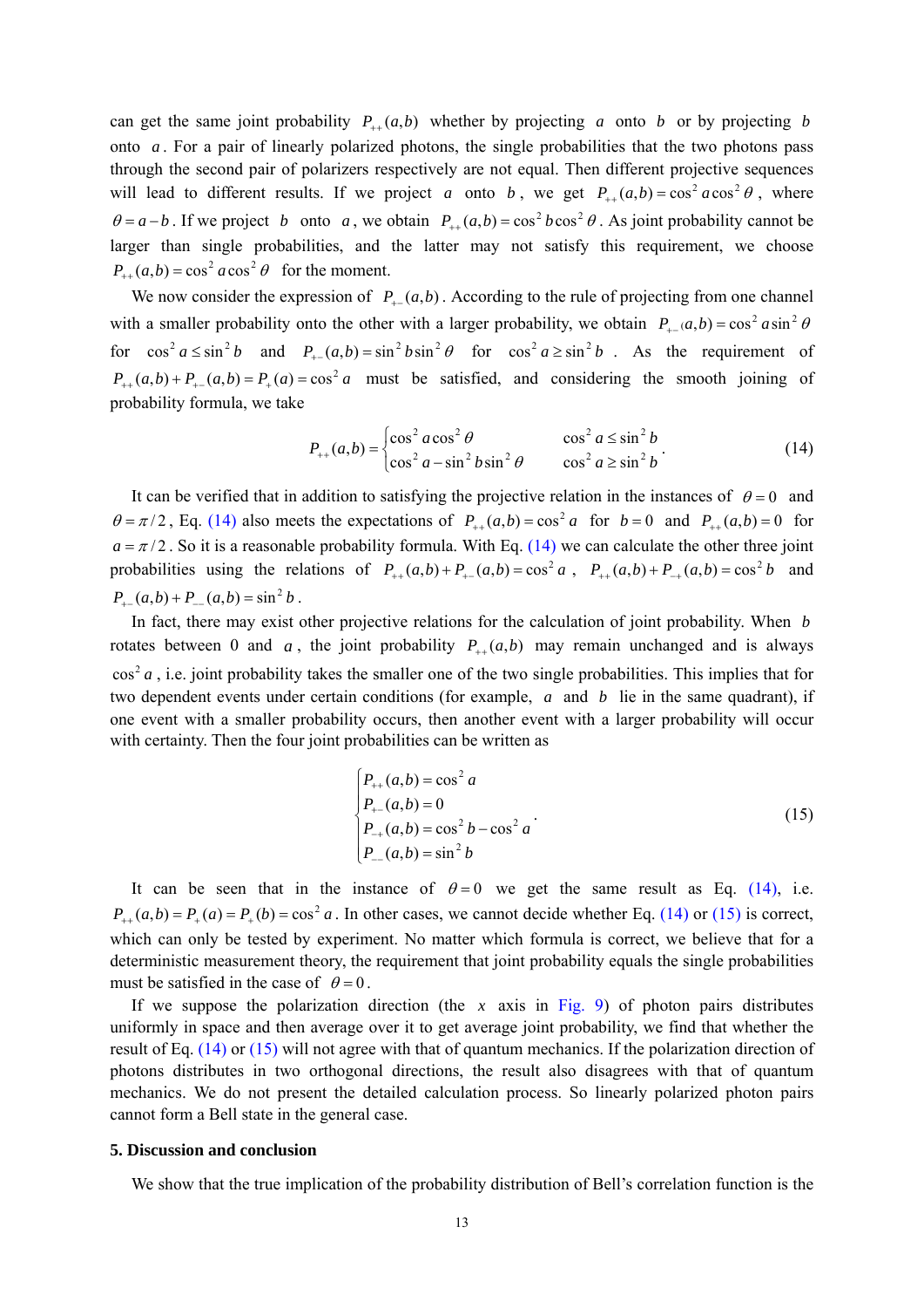can get the same joint probability $P_{++}(a,b)$ whether by projecting $a$ onto $b$ or by projecting $b$ onto $a$. For a pair of linearly polarized photons, the single probabilities that the two photons pass through the second pair of polarizers respectively are not equal. Then different projective sequences will lead to different results. If we project $a$ onto $b$, we get $P_{++}(a,b)=\cos^2 a\cos^2\theta$, where $\theta = a-b$. If we project $b$ onto $a$, we obtain $P_{++}(a,b)=\sin^2 b\cos^2\theta$. As joint probability cannot be larger than single probabilities, and the latter may not satisfy this requirement, we choose $P_{++}(a,b)=\cos^2 a\cos^2\theta$ for the moment.

We now consider the expression of $P_{+-}(a,b)$. According to the rule of projecting from one channel with a smaller probability onto the other with a larger probability, we obtain $P_{+-}(a,b)=\cos^2 a\sin^2\theta$ for $\cos^2 a \le \sin^2 b$ and $P_{+-}(a,b)=\sin^2 b\sin^2\theta$ for $\cos^2 a \ge \sin^2 b$. As the requirement of $P_{++}(a,b)+P_{+-}(a,b)=P_{+}(a)=\cos^2 a$ must be satisfied, and considering the smooth joining of probability formula, we take

$$P_{++}(a,b)=\begin{cases}\cos^2 a\cos^2\theta & \cos^2 a \le \sin^2 b\\ \cos^2 a - \sin^2 b\sin^2\theta & \cos^2 a \ge \sin^2 b\end{cases}. \tag{14}$$

It can be verified that in addition to satisfying the projective relation in the instances of $\theta = 0$ and $\theta = \pi/2$, Eq. (14) also meets the expectations of $P_{++}(a,b)=\cos^2 a$ for $b=0$ and $P_{++}(a,b)=0$ for $a=\pi/2$. So it is a reasonable probability formula. With Eq. (14) we can calculate the other three joint probabilities using the relations of $P_{++}(a,b)+P_{+-}(a,b)=\cos^2 a$, $P_{++}(a,b)+P_{-+}(a,b)=\cos^2 b$ and $P_{+-}(a,b)+P_{--}(a,b)=\sin^2 b$.

In fact, there may exist other projective relations for the calculation of joint probability. When $b$ rotates between 0 and $a$, the joint probability $P_{++}(a,b)$ may remain unchanged and is always $\cos^2 a$, i.e. joint probability takes the smaller one of the two single probabilities. This implies that for two dependent events under certain conditions (for example, $a$ and $b$ lie in the same quadrant), if one event with a smaller probability occurs, then another event with a larger probability will occur with certainty. Then the four joint probabilities can be written as

$$\begin{cases}P_{++}(a,b)=\cos^2 a\\ P_{+-}(a,b)=0\\ P_{-+}(a,b)=\cos^2 b-\cos^2 a\\ P_{--}(a,b)=\sin^2 b\end{cases}. \tag{15}$$

It can be seen that in the instance of $\theta = 0$ we get the same result as Eq. (14), i.e. $P_{++}(a,b)=P_{+}(a)=P_{+}(b)=\cos^2 a$. In other cases, we cannot decide whether Eq. (14) or (15) is correct, which can only be tested by experiment. No matter which formula is correct, we believe that for a deterministic measurement theory, the requirement that joint probability equals the single probabilities must be satisfied in the case of $\theta = 0$.

If we suppose the polarization direction (the $x$ axis in Fig. 9) of photon pairs distributes uniformly in space and then average over it to get average joint probability, we find that whether the result of Eq. (14) or (15) will not agree with that of quantum mechanics. If the polarization direction of photons distributes in two orthogonal directions, the result also disagrees with that of quantum mechanics. We do not present the detailed calculation process. So linearly polarized photon pairs cannot form a Bell state in the general case.

## 5. Discussion and conclusion

We show that the true implication of the probability distribution of Bell's correlation function is the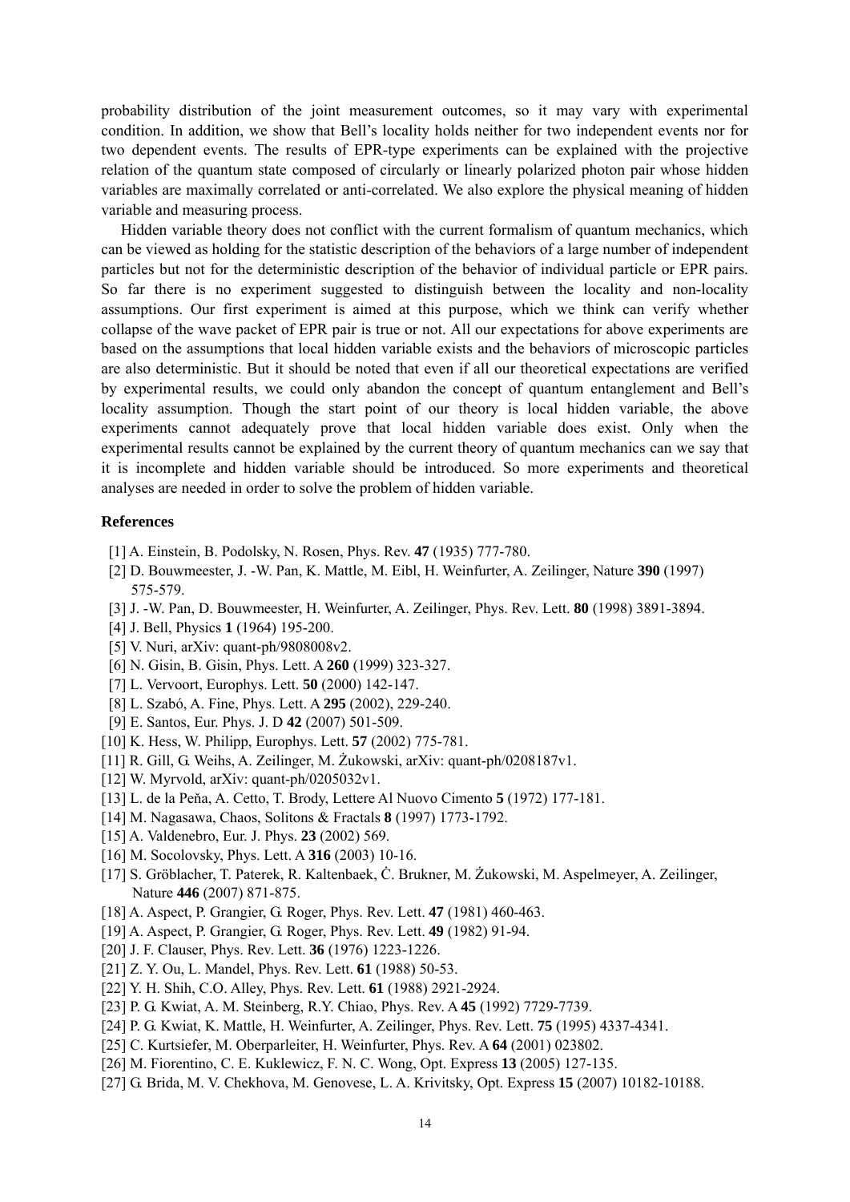probability distribution of the joint measurement outcomes, so it may vary with experimental condition. In addition, we show that Bell's locality holds neither for two independent events nor for two dependent events. The results of EPR-type experiments can be explained with the projective relation of the quantum state composed of circularly or linearly polarized photon pair whose hidden variables are maximally correlated or anti-correlated. We also explore the physical meaning of hidden variable and measuring process.

Hidden variable theory does not conflict with the current formalism of quantum mechanics, which can be viewed as holding for the statistic description of the behaviors of a large number of independent particles but not for the deterministic description of the behavior of individual particle or EPR pairs. So far there is no experiment suggested to distinguish between the locality and non-locality assumptions. Our first experiment is aimed at this purpose, which we think can verify whether collapse of the wave packet of EPR pair is true or not. All our expectations for above experiments are based on the assumptions that local hidden variable exists and the behaviors of microscopic particles are also deterministic. But it should be noted that even if all our theoretical expectations are verified by experimental results, we could only abandon the concept of quantum entanglement and Bell's locality assumption. Though the start point of our theory is local hidden variable, the above experiments cannot adequately prove that local hidden variable does exist. Only when the experimental results cannot be explained by the current theory of quantum mechanics can we say that it is incomplete and hidden variable should be introduced. So more experiments and theoretical analyses are needed in order to solve the problem of hidden variable.

## References

[1] A. Einstein, B. Podolsky, N. Rosen, Phys. Rev. **47** (1935) 777-780.

[2] D. Bouwmeester, J. -W. Pan, K. Mattle, M. Eibl, H. Weinfurter, A. Zeilinger, Nature **390** (1997) 575-579.

[3] J. -W. Pan, D. Bouwmeester, H. Weinfurter, A. Zeilinger, Phys. Rev. Lett. **80** (1998) 3891-3894.

[4] J. Bell, Physics **1** (1964) 195-200.

[5] V. Nuri, arXiv: quant-ph/9808008v2.

[6] N. Gisin, B. Gisin, Phys. Lett. A **260** (1999) 323-327.

[7] L. Vervoort, Europhys. Lett. **50** (2000) 142-147.

[8] L. Szabó, A. Fine, Phys. Lett. A **295** (2002), 229-240.

[9] E. Santos, Eur. Phys. J. D **42** (2007) 501-509.

[10] K. Hess, W. Philipp, Europhys. Lett. **57** (2002) 775-781.

[11] R. Gill, G. Weihs, A. Zeilinger, M. Żukowski, arXiv: quant-ph/0208187v1.

[12] W. Myrvold, arXiv: quant-ph/0205032v1.

[13] L. de la Peňa, A. Cetto, T. Brody, Lettere Al Nuovo Cimento **5** (1972) 177-181.

[14] M. Nagasawa, Chaos, Solitons & Fractals **8** (1997) 1773-1792.

[15] A. Valdenebro, Eur. J. Phys. **23** (2002) 569.

[16] M. Socolovsky, Phys. Lett. A **316** (2003) 10-16.

[17] S. Gröblacher, T. Paterek, R. Kaltenbaek, Ċ. Brukner, M. Żukowski, M. Aspelmeyer, A. Zeilinger, Nature **446** (2007) 871-875.

[18] A. Aspect, P. Grangier, G. Roger, Phys. Rev. Lett. **47** (1981) 460-463.

[19] A. Aspect, P. Grangier, G. Roger, Phys. Rev. Lett. **49** (1982) 91-94.

[20] J. F. Clauser, Phys. Rev. Lett. **36** (1976) 1223-1226.

[21] Z. Y. Ou, L. Mandel, Phys. Rev. Lett. **61** (1988) 50-53.

[22] Y. H. Shih, C.O. Alley, Phys. Rev. Lett. **61** (1988) 2921-2924.

[23] P. G. Kwiat, A. M. Steinberg, R.Y. Chiao, Phys. Rev. A **45** (1992) 7729-7739.

[24] P. G. Kwiat, K. Mattle, H. Weinfurter, A. Zeilinger, Phys. Rev. Lett. **75** (1995) 4337-4341.

[25] C. Kurtsiefer, M. Oberparleiter, H. Weinfurter, Phys. Rev. A **64** (2001) 023802.

[26] M. Fiorentino, C. E. Kuklewicz, F. N. C. Wong, Opt. Express **13** (2005) 127-135.

[27] G. Brida, M. V. Chekhova, M. Genovese, L. A. Krivitsky, Opt. Express **15** (2007) 10182-10188.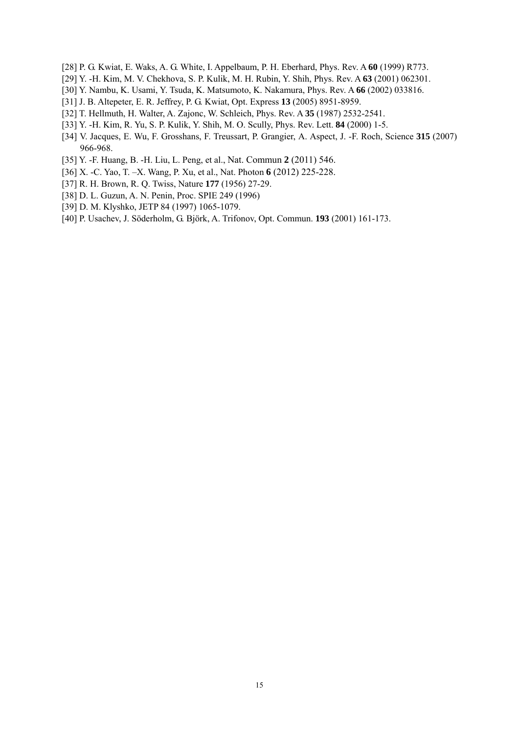[28] P. G. Kwiat, E. Waks, A. G. White, I. Appelbaum, P. H. Eberhard, Phys. Rev. A **60** (1999) R773.

[29] Y. -H. Kim, M. V. Chekhova, S. P. Kulik, M. H. Rubin, Y. Shih, Phys. Rev. A **63** (2001) 062301.

[30] Y. Nambu, K. Usami, Y. Tsuda, K. Matsumoto, K. Nakamura, Phys. Rev. A **66** (2002) 033816.

[31] J. B. Altepeter, E. R. Jeffrey, P. G. Kwiat, Opt. Express **13** (2005) 8951-8959.

[32] T. Hellmuth, H. Walter, A. Zajonc, W. Schleich, Phys. Rev. A **35** (1987) 2532-2541.

[33] Y. -H. Kim, R. Yu, S. P. Kulik, Y. Shih, M. O. Scully, Phys. Rev. Lett. **84** (2000) 1-5.

[34] V. Jacques, E. Wu, F. Grosshans, F. Treussart, P. Grangier, A. Aspect, J. -F. Roch, Science **315** (2007) 966-968.

[35] Y. -F. Huang, B. -H. Liu, L. Peng, et al., Nat. Commun **2** (2011) 546.

[36] X. -C. Yao, T. –X. Wang, P. Xu, et al., Nat. Photon **6** (2012) 225-228.

[37] R. H. Brown, R. Q. Twiss, Nature **177** (1956) 27-29.

[38] D. L. Guzun, A. N. Penin, Proc. SPIE 249 (1996)

[39] D. M. Klyshko, JETP 84 (1997) 1065-1079.

[40] P. Usachev, J. Söderholm, G. Björk, A. Trifonov, Opt. Commun. **193** (2001) 161-173.